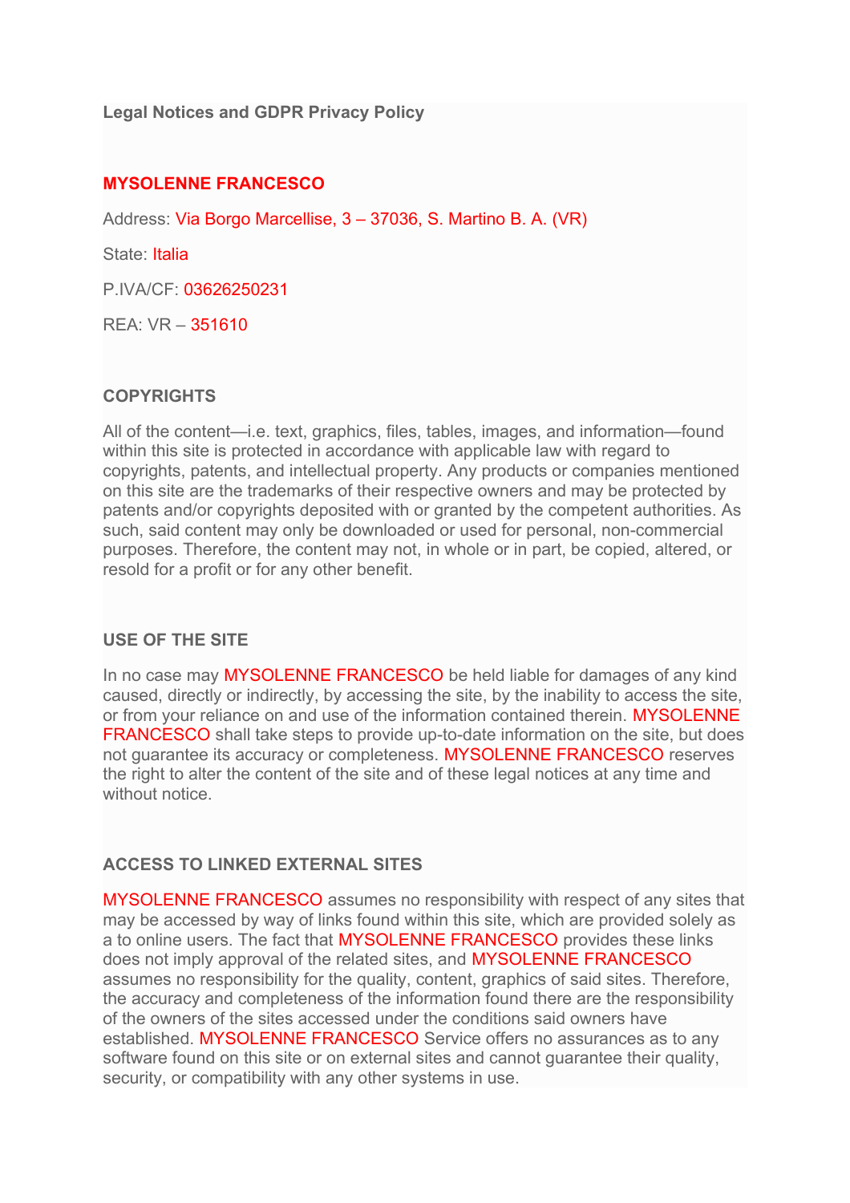**Legal Notices and GDPR Privacy Policy**

**MYSOLENNE FRANCESCO**

Address: Via Borgo Marcellise, 3 – 37036, S. Martino B. A. (VR)

State: Italia

P.IVA/CF: 03626250231

REA: VR – 351610

## COPYRIGHTS

All of the content—i.e. text, graphics, files, tables, images, and information—found within this site is protected in accordance with applicable law with regard to copyrights, patents, and intellectual property. Any products or companies mentioned on this site are the trademarks of their respective owners and may be protected by patents and/or copyrights deposited with or granted by the competent authorities. As such, said content may only be downloaded or used for personal, non-commercial purposes. Therefore, the content may not, in whole or in part, be copied, altered, or resold for a profit or for any other benefit.

## USE OF THE SITE

In no case may MYSOLENNE FRANCESCO be held liable for damages of any kind caused, directly or indirectly, by accessing the site, by the inability to access the site, or from your reliance on and use of the information contained therein. MYSOLENNE FRANCESCO shall take steps to provide up-to-date information on the site, but does not guarantee its accuracy or completeness. MYSOLENNE FRANCESCO reserves the right to alter the content of the site and of these legal notices at any time and without notice.

## ACCESS TO LINKED EXTERNAL SITES

MYSOLENNE FRANCESCO assumes no responsibility with respect of any sites that may be accessed by way of links found within this site, which are provided solely as a to online users. The fact that MYSOLENNE FRANCESCO provides these links does not imply approval of the related sites, and MYSOLENNE FRANCESCO assumes no responsibility for the quality, content, graphics of said sites. Therefore, the accuracy and completeness of the information found there are the responsibility of the owners of the sites accessed under the conditions said owners have established. MYSOLENNE FRANCESCO Service offers no assurances as to any software found on this site or on external sites and cannot guarantee their quality, security, or compatibility with any other systems in use.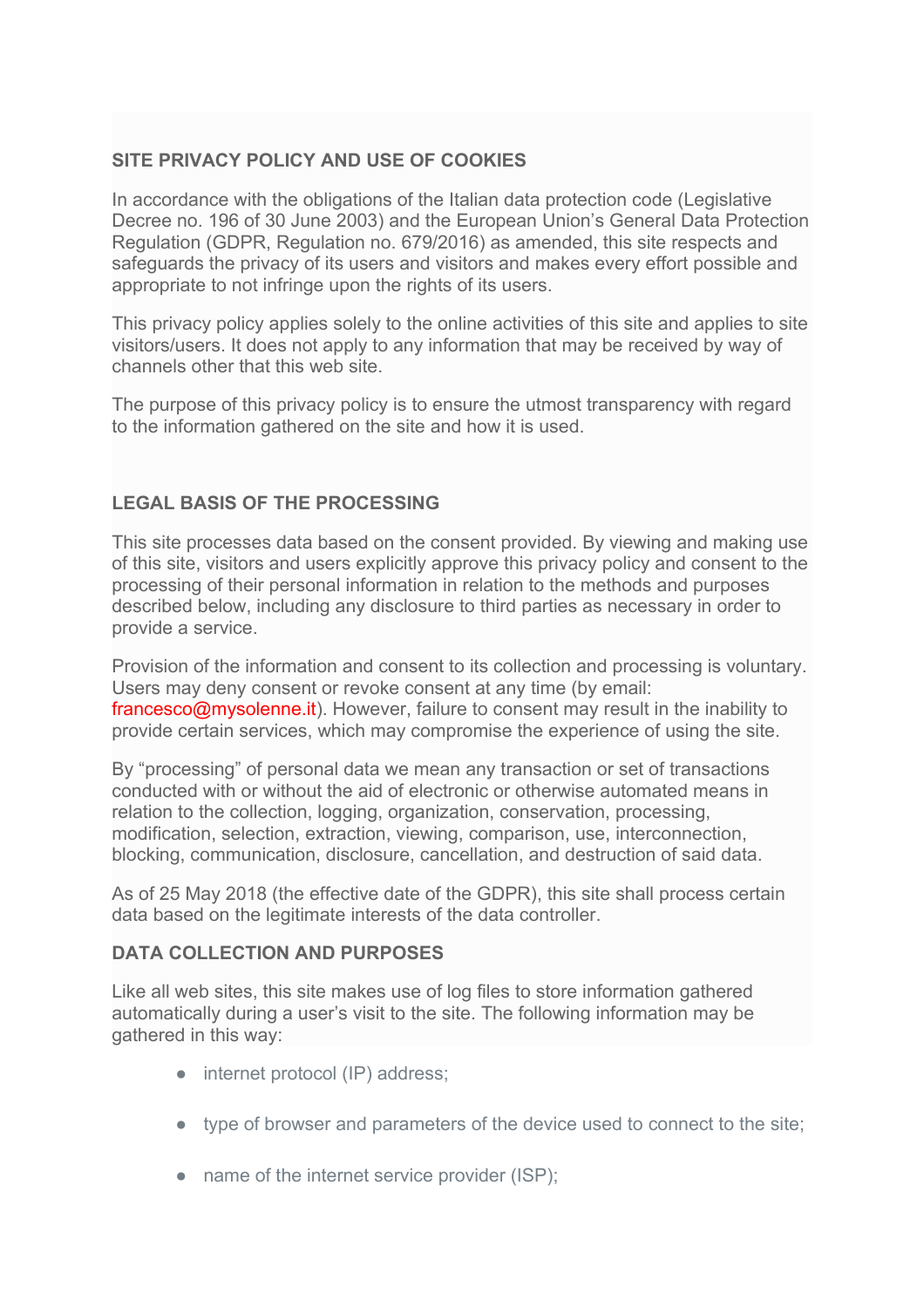## SITE PRIVACY POLICY AND USE OF COOKIES

In accordance with the obligations of the Italian data protection code (Legislative Decree no. 196 of 30 June 2003) and the European Union's General Data Protection Regulation (GDPR, Regulation no. 679/2016) as amended, this site respects and safeguards the privacy of its users and visitors and makes every effort possible and appropriate to not infringe upon the rights of its users.

This privacy policy applies solely to the online activities of this site and applies to site visitors/users. It does not apply to any information that may be received by way of channels other that this web site.

The purpose of this privacy policy is to ensure the utmost transparency with regard to the information gathered on the site and how it is used.

## LEGAL BASIS OF THE PROCESSING

This site processes data based on the consent provided. By viewing and making use of this site, visitors and users explicitly approve this privacy policy and consent to the processing of their personal information in relation to the methods and purposes described below, including any disclosure to third parties as necessary in order to provide a service.

Provision of the information and consent to its collection and processing is voluntary. Users may deny consent or revoke consent at any time (by email: francesco@mysolenne.it). However, failure to consent may result in the inability to provide certain services, which may compromise the experience of using the site.

By "processing" of personal data we mean any transaction or set of transactions conducted with or without the aid of electronic or otherwise automated means in relation to the collection, logging, organization, conservation, processing, modification, selection, extraction, viewing, comparison, use, interconnection, blocking, communication, disclosure, cancellation, and destruction of said data.

As of 25 May 2018 (the effective date of the GDPR), this site shall process certain data based on the legitimate interests of the data controller.

## DATA COLLECTION AND PURPOSES

Like all web sites, this site makes use of log files to store information gathered automatically during a user's visit to the site. The following information may be gathered in this way:

- internet protocol (IP) address;
- type of browser and parameters of the device used to connect to the site;
- name of the internet service provider (ISP);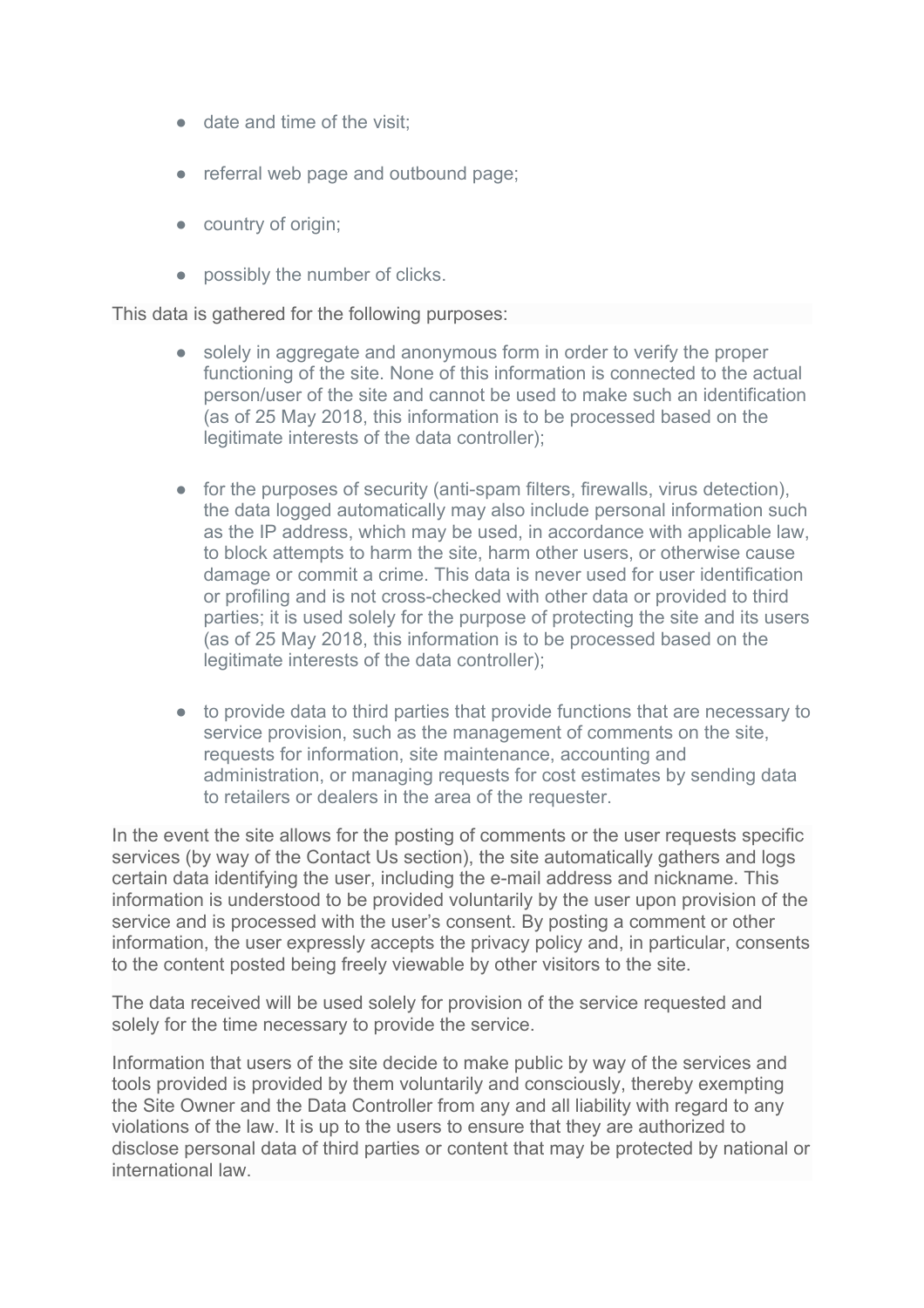- date and time of the visit;
- referral web page and outbound page;
- country of origin;
- possibly the number of clicks.

This data is gathered for the following purposes:

- solely in aggregate and anonymous form in order to verify the proper functioning of the site. None of this information is connected to the actual person/user of the site and cannot be used to make such an identification (as of 25 May 2018, this information is to be processed based on the legitimate interests of the data controller);
- for the purposes of security (anti-spam filters, firewalls, virus detection), the data logged automatically may also include personal information such as the IP address, which may be used, in accordance with applicable law, to block attempts to harm the site, harm other users, or otherwise cause damage or commit a crime. This data is never used for user identification or profiling and is not cross-checked with other data or provided to third parties; it is used solely for the purpose of protecting the site and its users (as of 25 May 2018, this information is to be processed based on the legitimate interests of the data controller);
- to provide data to third parties that provide functions that are necessary to service provision, such as the management of comments on the site, requests for information, site maintenance, accounting and administration, or managing requests for cost estimates by sending data to retailers or dealers in the area of the requester.

In the event the site allows for the posting of comments or the user requests specific services (by way of the Contact Us section), the site automatically gathers and logs certain data identifying the user, including the e-mail address and nickname. This information is understood to be provided voluntarily by the user upon provision of the service and is processed with the user's consent. By posting a comment or other information, the user expressly accepts the privacy policy and, in particular, consents to the content posted being freely viewable by other visitors to the site.

The data received will be used solely for provision of the service requested and solely for the time necessary to provide the service.

Information that users of the site decide to make public by way of the services and tools provided is provided by them voluntarily and consciously, thereby exempting the Site Owner and the Data Controller from any and all liability with regard to any violations of the law. It is up to the users to ensure that they are authorized to disclose personal data of third parties or content that may be protected by national or international law.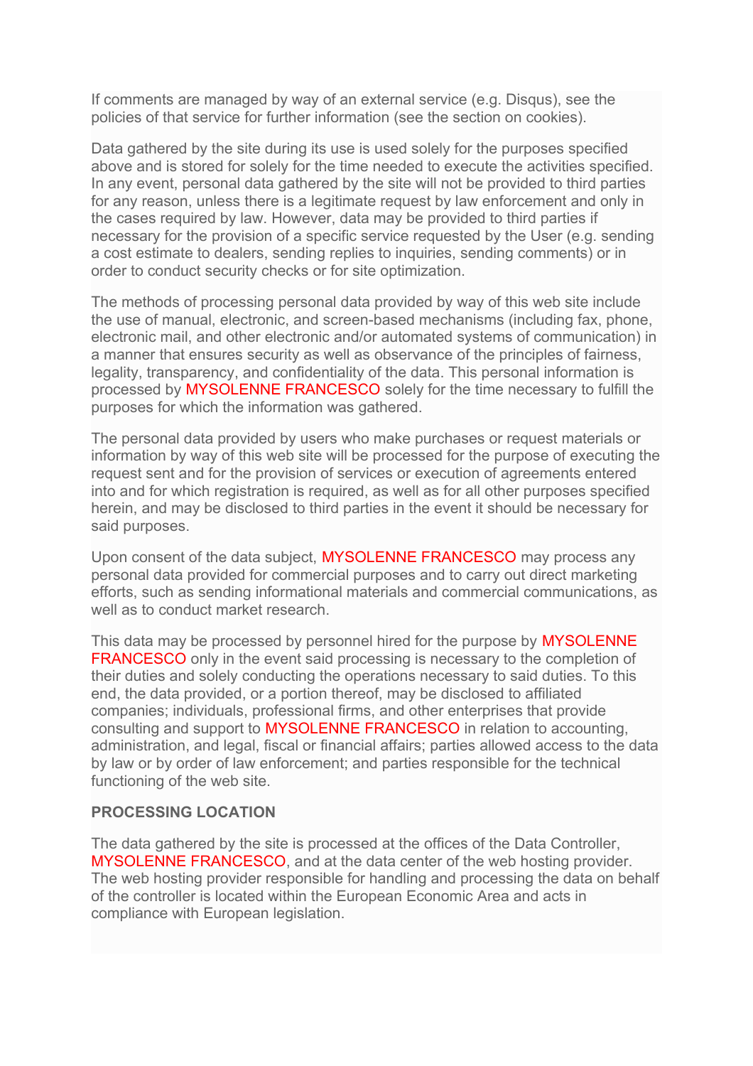If comments are managed by way of an external service (e.g. Disqus), see the policies of that service for further information (see the section on cookies).

Data gathered by the site during its use is used solely for the purposes specified above and is stored for solely for the time needed to execute the activities specified. In any event, personal data gathered by the site will not be provided to third parties for any reason, unless there is a legitimate request by law enforcement and only in the cases required by law. However, data may be provided to third parties if necessary for the provision of a specific service requested by the User (e.g. sending a cost estimate to dealers, sending replies to inquiries, sending comments) or in order to conduct security checks or for site optimization.

The methods of processing personal data provided by way of this web site include the use of manual, electronic, and screen-based mechanisms (including fax, phone, electronic mail, and other electronic and/or automated systems of communication) in a manner that ensures security as well as observance of the principles of fairness, legality, transparency, and confidentiality of the data. This personal information is processed by MYSOLENNE FRANCESCO solely for the time necessary to fulfill the purposes for which the information was gathered.

The personal data provided by users who make purchases or request materials or information by way of this web site will be processed for the purpose of executing the request sent and for the provision of services or execution of agreements entered into and for which registration is required, as well as for all other purposes specified herein, and may be disclosed to third parties in the event it should be necessary for said purposes.

Upon consent of the data subject, MYSOLENNE FRANCESCO may process any personal data provided for commercial purposes and to carry out direct marketing efforts, such as sending informational materials and commercial communications, as well as to conduct market research.

This data may be processed by personnel hired for the purpose by MYSOLENNE FRANCESCO only in the event said processing is necessary to the completion of their duties and solely conducting the operations necessary to said duties. To this end, the data provided, or a portion thereof, may be disclosed to affiliated companies; individuals, professional firms, and other enterprises that provide consulting and support to MYSOLENNE FRANCESCO in relation to accounting, administration, and legal, fiscal or financial affairs; parties allowed access to the data by law or by order of law enforcement; and parties responsible for the technical functioning of the web site.

**PROCESSING LOCATION**

The data gathered by the site is processed at the offices of the Data Controller, MYSOLENNE FRANCESCO, and at the data center of the web hosting provider. The web hosting provider responsible for handling and processing the data on behalf of the controller is located within the European Economic Area and acts in compliance with European legislation.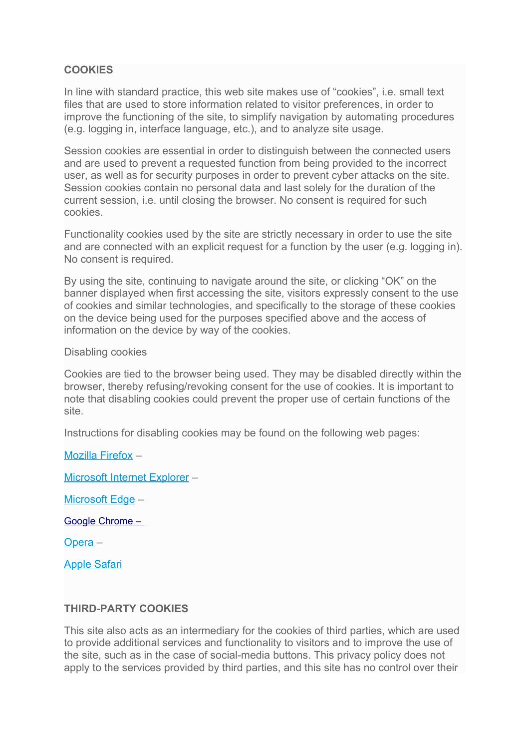## COOKIES

In line with standard practice, this web site makes use of “cookies”, i.e. small text files that are used to store information related to visitor preferences, in order to improve the functioning of the site, to simplify navigation by automating procedures (e.g. logging in, interface language, etc.), and to analyze site usage.

Session cookies are essential in order to distinguish between the connected users and are used to prevent a requested function from being provided to the incorrect user, as well as for security purposes in order to prevent cyber attacks on the site. Session cookies contain no personal data and last solely for the duration of the current session, i.e. until closing the browser. No consent is required for such cookies.

Functionality cookies used by the site are strictly necessary in order to use the site and are connected with an explicit request for a function by the user (e.g. logging in). No consent is required.

By using the site, continuing to navigate around the site, or clicking “OK” on the banner displayed when first accessing the site, visitors expressly consent to the use of cookies and similar technologies, and specifically to the storage of these cookies on the device being used for the purposes specified above and the access of information on the device by way of the cookies.

Disabling cookies

Cookies are tied to the browser being used. They may be disabled directly within the browser, thereby refusing/revoking consent for the use of cookies. It is important to note that disabling cookies could prevent the proper use of certain functions of the site.

Instructions for disabling cookies may be found on the following web pages:

Mozilla Firefox –

Microsoft Internet Explorer –

Microsoft Edge –

Google Chrome –

Opera –

Apple Safari

## THIRD-PARTY COOKIES

This site also acts as an intermediary for the cookies of third parties, which are used to provide additional services and functionality to visitors and to improve the use of the site, such as in the case of social-media buttons. This privacy policy does not apply to the services provided by third parties, and this site has no control over their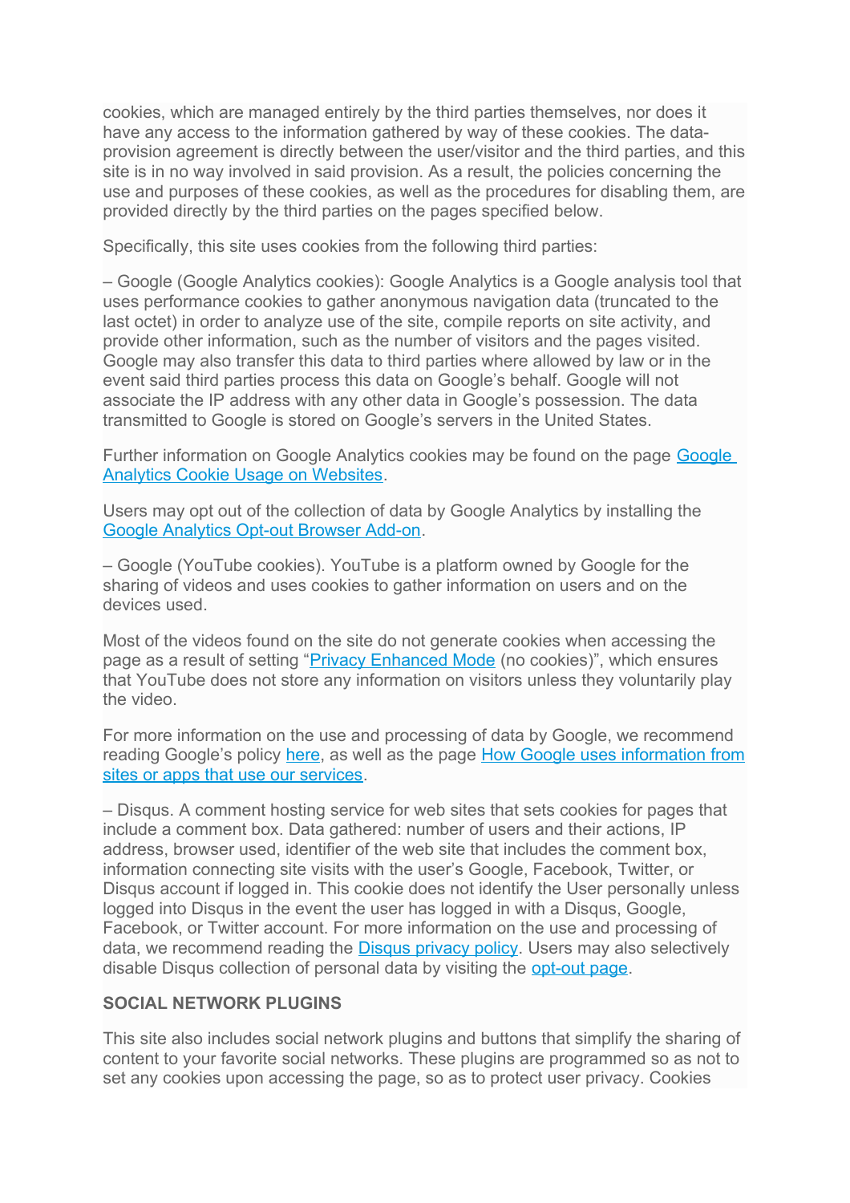cookies, which are managed entirely by the third parties themselves, nor does it have any access to the information gathered by way of these cookies. The data-provision agreement is directly between the user/visitor and the third parties, and this site is in no way involved in said provision. As a result, the policies concerning the use and purposes of these cookies, as well as the procedures for disabling them, are provided directly by the third parties on the pages specified below.

Specifically, this site uses cookies from the following third parties:

– Google (Google Analytics cookies): Google Analytics is a Google analysis tool that uses performance cookies to gather anonymous navigation data (truncated to the last octet) in order to analyze use of the site, compile reports on site activity, and provide other information, such as the number of visitors and the pages visited. Google may also transfer this data to third parties where allowed by law or in the event said third parties process this data on Google's behalf. Google will not associate the IP address with any other data in Google's possession. The data transmitted to Google is stored on Google's servers in the United States.

Further information on Google Analytics cookies may be found on the page Google Analytics Cookie Usage on Websites.

Users may opt out of the collection of data by Google Analytics by installing the Google Analytics Opt-out Browser Add-on.

– Google (YouTube cookies). YouTube is a platform owned by Google for the sharing of videos and uses cookies to gather information on users and on the devices used.

Most of the videos found on the site do not generate cookies when accessing the page as a result of setting "Privacy Enhanced Mode (no cookies)", which ensures that YouTube does not store any information on visitors unless they voluntarily play the video.

For more information on the use and processing of data by Google, we recommend reading Google's policy here, as well as the page How Google uses information from sites or apps that use our services.

– Disqus. A comment hosting service for web sites that sets cookies for pages that include a comment box. Data gathered: number of users and their actions, IP address, browser used, identifier of the web site that includes the comment box, information connecting site visits with the user's Google, Facebook, Twitter, or Disqus account if logged in. This cookie does not identify the User personally unless logged into Disqus in the event the user has logged in with a Disqus, Google, Facebook, or Twitter account. For more information on the use and processing of data, we recommend reading the Disqus privacy policy. Users may also selectively disable Disqus collection of personal data by visiting the opt-out page.

**SOCIAL NETWORK PLUGINS**

This site also includes social network plugins and buttons that simplify the sharing of content to your favorite social networks. These plugins are programmed so as not to set any cookies upon accessing the page, so as to protect user privacy. Cookies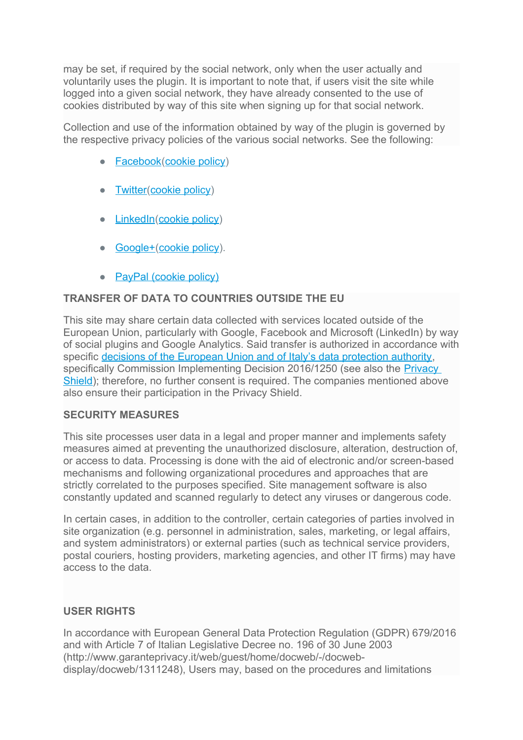may be set, if required by the social network, only when the user actually and voluntarily uses the plugin. It is important to note that, if users visit the site while logged into a given social network, they have already consented to the use of cookies distributed by way of this site when signing up for that social network.

Collection and use of the information obtained by way of the plugin is governed by the respective privacy policies of the various social networks. See the following:

- Facebook(cookie policy)
- Twitter(cookie policy)
- LinkedIn(cookie policy)
- Google+(cookie policy).
- PayPal (cookie policy)

**TRANSFER OF DATA TO COUNTRIES OUTSIDE THE EU**

This site may share certain data collected with services located outside of the European Union, particularly with Google, Facebook and Microsoft (LinkedIn) by way of social plugins and Google Analytics. Said transfer is authorized in accordance with specific decisions of the European Union and of Italy's data protection authority, specifically Commission Implementing Decision 2016/1250 (see also the Privacy Shield); therefore, no further consent is required. The companies mentioned above also ensure their participation in the Privacy Shield.

**SECURITY MEASURES**

This site processes user data in a legal and proper manner and implements safety measures aimed at preventing the unauthorized disclosure, alteration, destruction of, or access to data. Processing is done with the aid of electronic and/or screen-based mechanisms and following organizational procedures and approaches that are strictly correlated to the purposes specified. Site management software is also constantly updated and scanned regularly to detect any viruses or dangerous code.

In certain cases, in addition to the controller, certain categories of parties involved in site organization (e.g. personnel in administration, sales, marketing, or legal affairs, and system administrators) or external parties (such as technical service providers, postal couriers, hosting providers, marketing agencies, and other IT firms) may have access to the data.

**USER RIGHTS**

In accordance with European General Data Protection Regulation (GDPR) 679/2016 and with Article 7 of Italian Legislative Decree no. 196 of 30 June 2003 (http://www.garanteprivacy.it/web/guest/home/docweb/-/docweb-display/docweb/1311248), Users may, based on the procedures and limitations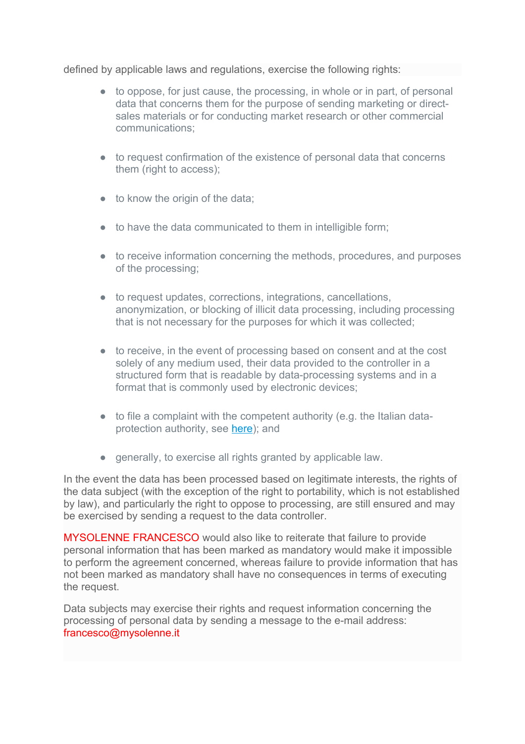defined by applicable laws and regulations, exercise the following rights:

- to oppose, for just cause, the processing, in whole or in part, of personal data that concerns them for the purpose of sending marketing or direct-sales materials or for conducting market research or other commercial communications;
- to request confirmation of the existence of personal data that concerns them (right to access);
- to know the origin of the data;
- to have the data communicated to them in intelligible form;
- to receive information concerning the methods, procedures, and purposes of the processing;
- to request updates, corrections, integrations, cancellations, anonymization, or blocking of illicit data processing, including processing that is not necessary for the purposes for which it was collected;
- to receive, in the event of processing based on consent and at the cost solely of any medium used, their data provided to the controller in a structured form that is readable by data-processing systems and in a format that is commonly used by electronic devices;
- to file a complaint with the competent authority (e.g. the Italian data-protection authority, see [here](#)); and
- generally, to exercise all rights granted by applicable law.

In the event the data has been processed based on legitimate interests, the rights of the data subject (with the exception of the right to portability, which is not established by law), and particularly the right to oppose to processing, are still ensured and may be exercised by sending a request to the data controller.

MYSOLENNE FRANCESCO would also like to reiterate that failure to provide personal information that has been marked as mandatory would make it impossible to perform the agreement concerned, whereas failure to provide information that has not been marked as mandatory shall have no consequences in terms of executing the request.

Data subjects may exercise their rights and request information concerning the processing of personal data by sending a message to the e-mail address: francesco@mysolenne.it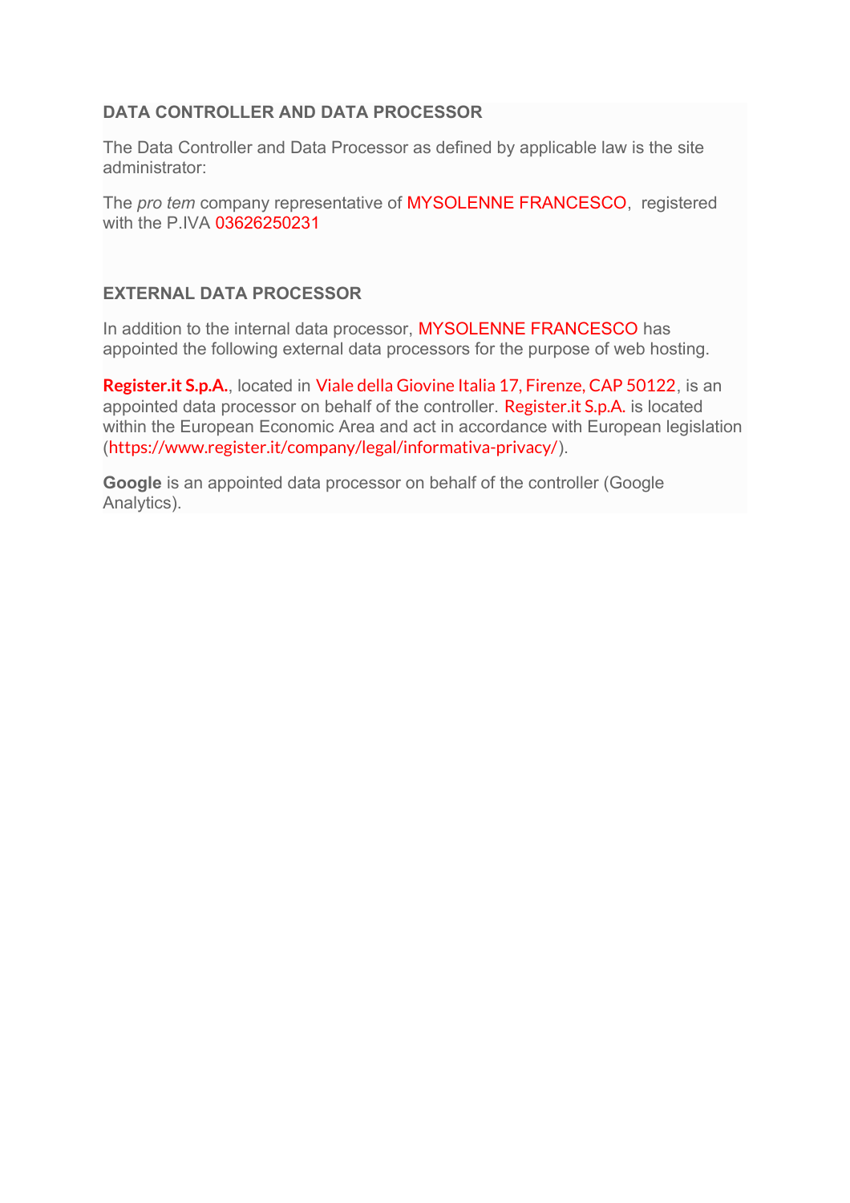**DATA CONTROLLER AND DATA PROCESSOR**

The Data Controller and Data Processor as defined by applicable law is the site administrator:

The *pro tem* company representative of MYSOLENNE FRANCESCO, registered with the P.IVA 03626250231

**EXTERNAL DATA PROCESSOR**

In addition to the internal data processor, MYSOLENNE FRANCESCO has appointed the following external data processors for the purpose of web hosting.

**Register.it S.p.A.**, located in Viale della Giovine Italia 17, Firenze, CAP 50122, is an appointed data processor on behalf of the controller. Register.it S.p.A. is located within the European Economic Area and act in accordance with European legislation (https://www.register.it/company/legal/informativa-privacy/).

**Google** is an appointed data processor on behalf of the controller (Google Analytics).